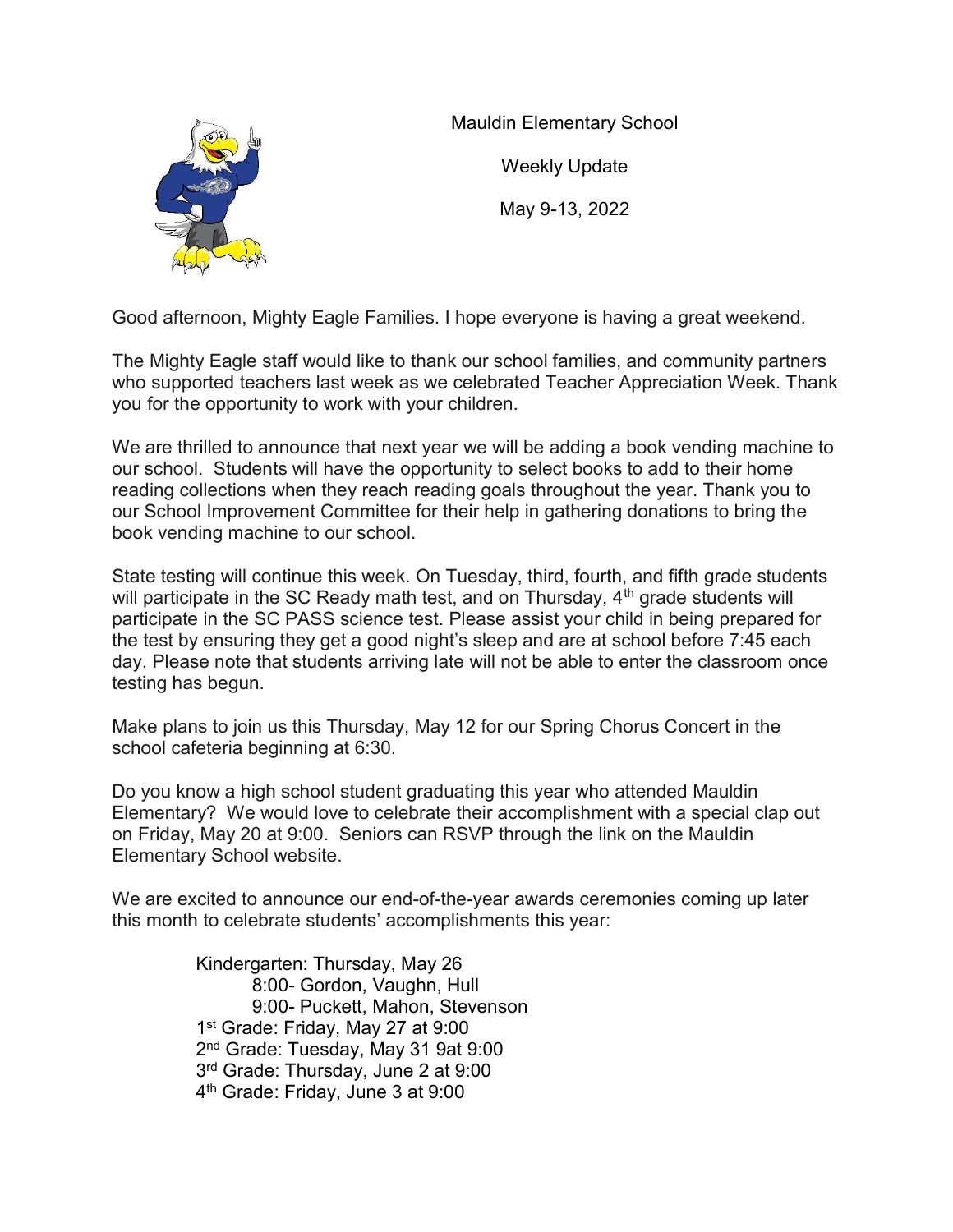Mauldin Elementary School

Weekly Update

May 9-13, 2022

Good afternoon, Mighty Eagle Families. I hope everyone is having a great weekend.

The Mighty Eagle staff would like to thank our school families, and community partners who supported teachers last week as we celebrated Teacher Appreciation Week. Thank you for the opportunity to work with your children.

We are thrilled to announce that next year we will be adding a book vending machine to our school. Students will have the opportunity to select books to add to their home reading collections when they reach reading goals throughout the year. Thank you to our School Improvement Committee for their help in gathering donations to bring the book vending machine to our school.

State testing will continue this week. On Tuesday, third, fourth, and fifth grade students will participate in the SC Ready math test, and on Thursday, 4th grade students will participate in the SC PASS science test. Please assist your child in being prepared for the test by ensuring they get a good night's sleep and are at school before 7:45 each day. Please note that students arriving late will not be able to enter the classroom once testing has begun.

Make plans to join us this Thursday, May 12 for our Spring Chorus Concert in the school cafeteria beginning at 6:30.

Do you know a high school student graduating this year who attended Mauldin Elementary? We would love to celebrate their accomplishment with a special clap out on Friday, May 20 at 9:00. Seniors can RSVP through the link on the Mauldin Elementary School website.

We are excited to announce our end-of-the-year awards ceremonies coming up later this month to celebrate students' accomplishments this year:

Kindergarten: Thursday, May 26
- 8:00- Gordon, Vaughn, Hull
- 9:00- Puckett, Mahon, Stevenson

1st Grade: Friday, May 27 at 9:00
2nd Grade: Tuesday, May 31 9at 9:00
3rd Grade: Thursday, June 2 at 9:00
4th Grade: Friday, June 3 at 9:00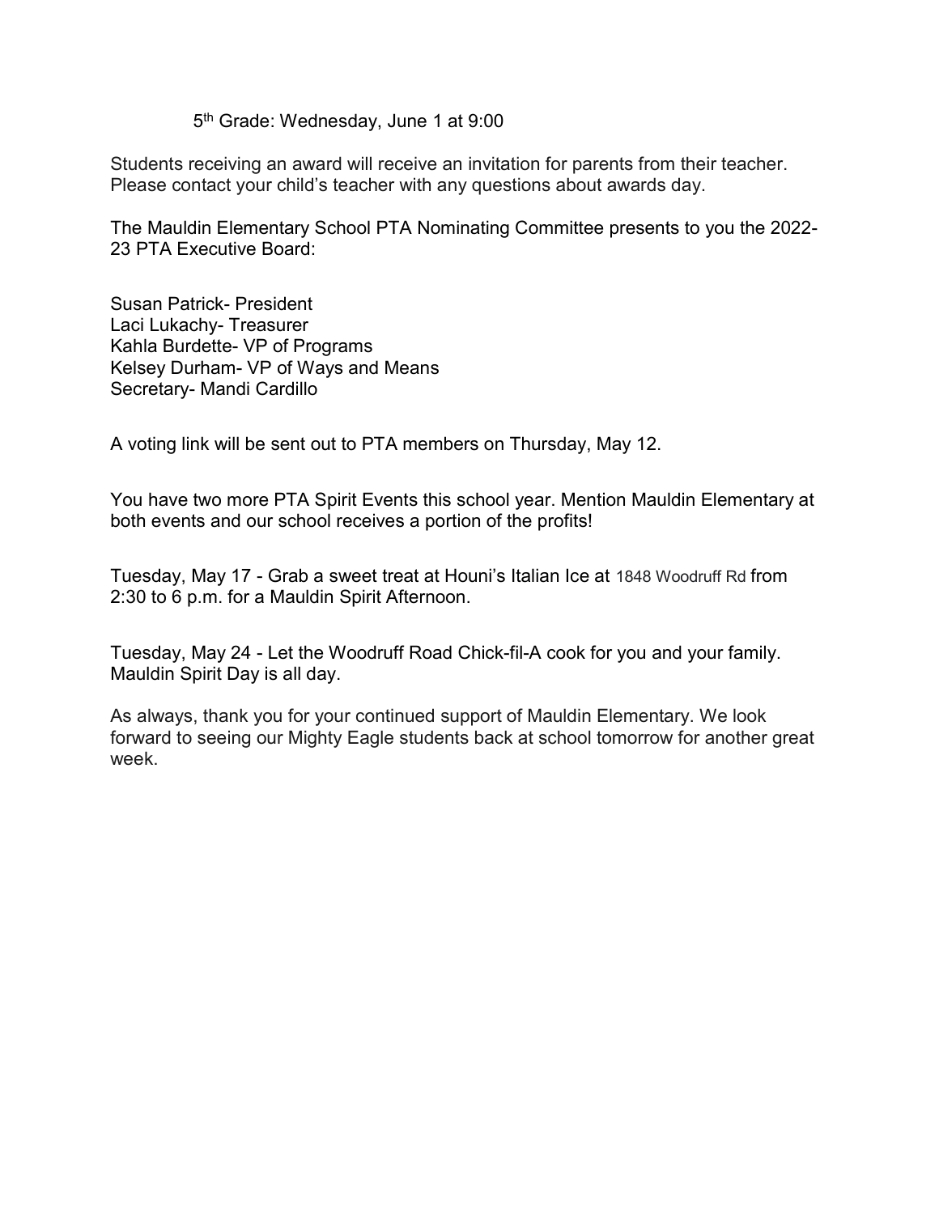5th Grade: Wednesday, June 1 at 9:00

Students receiving an award will receive an invitation for parents from their teacher. Please contact your child's teacher with any questions about awards day.

The Mauldin Elementary School PTA Nominating Committee presents to you the 2022-23 PTA Executive Board:

Susan Patrick- President
Laci Lukachy- Treasurer
Kahla Burdette- VP of Programs
Kelsey Durham- VP of Ways and Means
Secretary- Mandi Cardillo

A voting link will be sent out to PTA members on Thursday, May 12.

You have two more PTA Spirit Events this school year. Mention Mauldin Elementary at both events and our school receives a portion of the profits!

Tuesday, May 17 - Grab a sweet treat at Houni's Italian Ice at 1848 Woodruff Rd from 2:30 to 6 p.m. for a Mauldin Spirit Afternoon.

Tuesday, May 24 - Let the Woodruff Road Chick-fil-A cook for you and your family. Mauldin Spirit Day is all day.

As always, thank you for your continued support of Mauldin Elementary. We look forward to seeing our Mighty Eagle students back at school tomorrow for another great week.